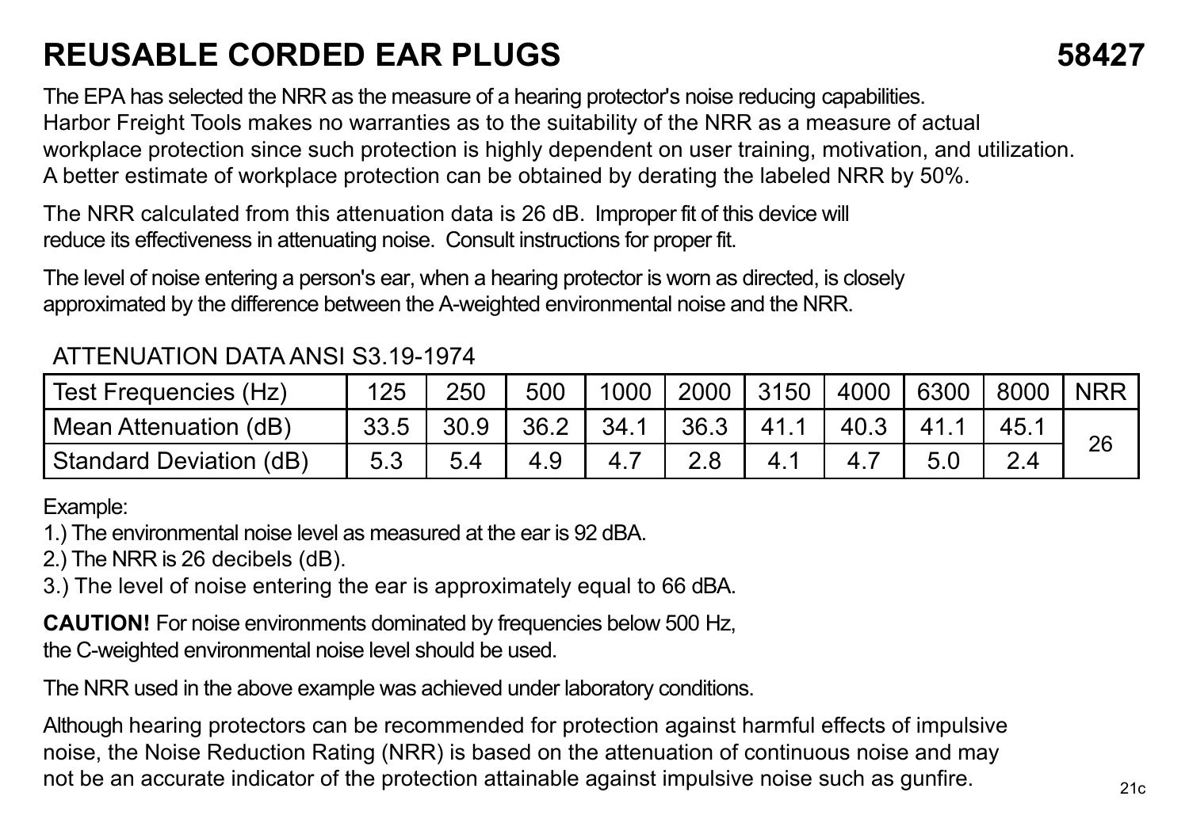# REUSABLE CORDED EAR PLUGS 58427

The EPA has selected the NRR as the measure of a hearing protector's noise reducing capabilities. Harbor Freight Tools makes no warranties as to the suitability of the NRR as a measure of actual workplace protection since such protection is highly dependent on user training, motivation, and utilization. A better estimate of workplace protection can be obtained by derating the labeled NRR by 50%.

The NRR calculated from this attenuation data is 26 dB. Improper fit of this device will reduce its effectiveness in attenuating noise. Consult instructions for proper fit.

The level of noise entering a person's ear, when a hearing protector is worn as directed, is closely approximated by the difference between the A-weighted environmental noise and the NRR.

ATTENUATION DATA ANSI S3.19-1974

| Test Frequencies (Hz) | 125 | 250 | 500 | 1000 | 2000 | 3150 | 4000 | 6300 | 8000 | NRR |
|---|---|---|---|---|---|---|---|---|---|---|
| Mean Attenuation (dB) | 33.5 | 30.9 | 36.2 | 34.1 | 36.3 | 41.1 | 40.3 | 41.1 | 45.1 | 26 |
| Standard Deviation (dB) | 5.3 | 5.4 | 4.9 | 4.7 | 2.8 | 4.1 | 4.7 | 5.0 | 2.4 | |

Example:

1.) The environmental noise level as measured at the ear is 92 dBA.
2.) The NRR is 26 decibels (dB).
3.) The level of noise entering the ear is approximately equal to 66 dBA.

**CAUTION!** For noise environments dominated by frequencies below 500 Hz, the C-weighted environmental noise level should be used.

The NRR used in the above example was achieved under laboratory conditions.

Although hearing protectors can be recommended for protection against harmful effects of impulsive noise, the Noise Reduction Rating (NRR) is based on the attenuation of continuous noise and may not be an accurate indicator of the protection attainable against impulsive noise such as gunfire.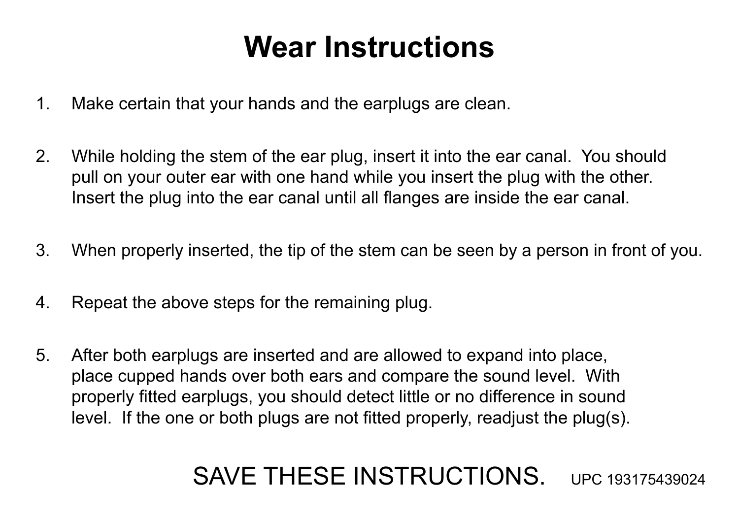# Wear Instructions

1. Make certain that your hands and the earplugs are clean.

2. While holding the stem of the ear plug, insert it into the ear canal. You should pull on your outer ear with one hand while you insert the plug with the other. Insert the plug into the ear canal until all flanges are inside the ear canal.

3. When properly inserted, the tip of the stem can be seen by a person in front of you.

4. Repeat the above steps for the remaining plug.

5. After both earplugs are inserted and are allowed to expand into place, place cupped hands over both ears and compare the sound level. With properly fitted earplugs, you should detect little or no difference in sound level. If the one or both plugs are not fitted properly, readjust the plug(s).

SAVE THESE INSTRUCTIONS. UPC 193175439024